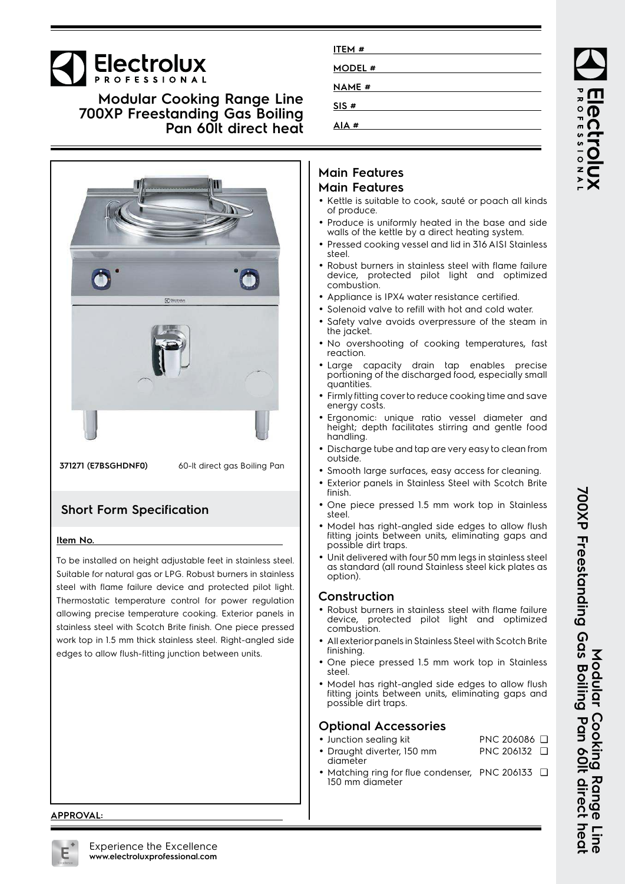# Electrolux PROFESSIONAL

## Modular Cooking Range Line 700XP Freestanding Gas Boiling Pan 60lt direct heat

ITEM #

MODEL #

NAME #

SIS #

AIA #

**371271 (E7BSGHDNF0)** 60-lt direct gas Boiling Pan

## Short Form Specification

**Item No.**

To be installed on height adjustable feet in stainless steel. Suitable for natural gas or LPG. Robust burners in stainless steel with flame failure device and protected pilot light. Thermostatic temperature control for power regulation allowing precise temperature cooking. Exterior panels in stainless steel with Scotch Brite finish. One piece pressed work top in 1.5 mm thick stainless steel. Right-angled side edges to allow flush-fitting junction between units.

## Main Features

## Main Features

- Kettle is suitable to cook, sauté or poach all kinds of produce.
- Produce is uniformly heated in the base and side walls of the kettle by a direct heating system.
- Pressed cooking vessel and lid in 316 AISI Stainless steel.
- Robust burners in stainless steel with flame failure device, protected pilot light and optimized combustion.
- Appliance is IPX4 water resistance certified.
- Solenoid valve to refill with hot and cold water.
- Safety valve avoids overpressure of the steam in the jacket.
- No overshooting of cooking temperatures, fast reaction.
- Large capacity drain tap enables precise portioning of the discharged food, especially small quantities.
- Firmly fitting cover to reduce cooking time and save energy costs.
- Ergonomic: unique ratio vessel diameter and height; depth facilitates stirring and gentle food handling.
- Discharge tube and tap are very easy to clean from outside.
- Smooth large surfaces, easy access for cleaning.
- Exterior panels in Stainless Steel with Scotch Brite finish.
- One piece pressed 1.5 mm work top in Stainless steel.
- Model has right-angled side edges to allow flush fitting joints between units, eliminating gaps and possible dirt traps.
- Unit delivered with four 50 mm legs in stainless steel as standard (all round Stainless steel kick plates as option).

## Construction

- Robust burners in stainless steel with flame failure device, protected pilot light and optimized combustion.
- All exterior panels in Stainless Steel with Scotch Brite finishing.
- One piece pressed 1.5 mm work top in Stainless steel.
- Model has right-angled side edges to allow flush fitting joints between units, eliminating gaps and possible dirt traps.

## Optional Accessories

- Junction sealing kit PNC 206086 ❑
- Draught diverter, 150 mm diameter PNC 206132 ❑
- Matching ring for flue condenser, 150 mm diameter PNC 206133 ❑

**APPROVAL:**

Experience the Excellence
**www.electroluxprofessional.com**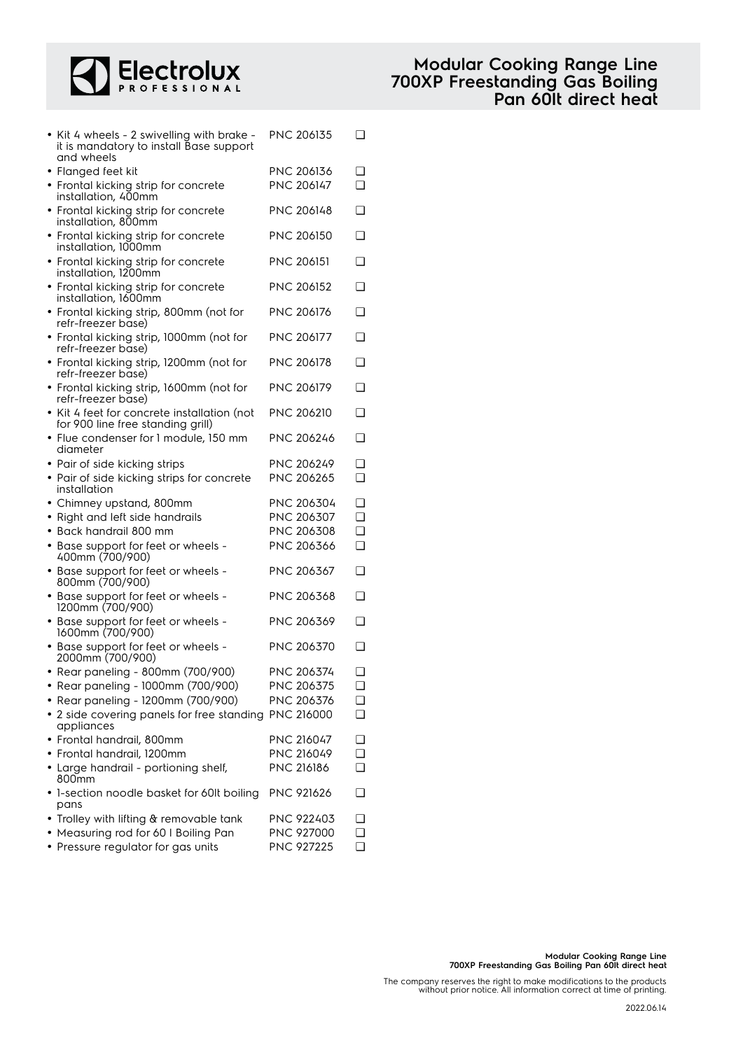- Kit 4 wheels - 2 swivelling with brake - it is mandatory to install Base support and wheels PNC 206135 ❑
- Flanged feet kit PNC 206136 ❑
- Frontal kicking strip for concrete installation, 400mm PNC 206147 ❑
- Frontal kicking strip for concrete installation, 800mm PNC 206148 ❑
- Frontal kicking strip for concrete installation, 1000mm PNC 206150 ❑
- Frontal kicking strip for concrete installation, 1200mm PNC 206151 ❑
- Frontal kicking strip for concrete installation, 1600mm PNC 206152 ❑
- Frontal kicking strip, 800mm (not for refr-freezer base) PNC 206176 ❑
- Frontal kicking strip, 1000mm (not for refr-freezer base) PNC 206177 ❑
- Frontal kicking strip, 1200mm (not for refr-freezer base) PNC 206178 ❑
- Frontal kicking strip, 1600mm (not for refr-freezer base) PNC 206179 ❑
- Kit 4 feet for concrete installation (not for 900 line free standing grill) PNC 206210 ❑
- Flue condenser for 1 module, 150 mm diameter PNC 206246 ❑
- Pair of side kicking strips PNC 206249 ❑
- Pair of side kicking strips for concrete installation PNC 206265 ❑
- Chimney upstand, 800mm PNC 206304 ❑
- Right and left side handrails PNC 206307 ❑
- Back handrail 800 mm PNC 206308 ❑
- Base support for feet or wheels - 400mm (700/900) PNC 206366 ❑
- Base support for feet or wheels - 800mm (700/900) PNC 206367 ❑
- Base support for feet or wheels - 1200mm (700/900) PNC 206368 ❑
- Base support for feet or wheels - 1600mm (700/900) PNC 206369 ❑
- Base support for feet or wheels - 2000mm (700/900) PNC 206370 ❑
- Rear paneling - 800mm (700/900) PNC 206374 ❑
- Rear paneling - 1000mm (700/900) PNC 206375 ❑
- Rear paneling - 1200mm (700/900) PNC 206376 ❑
- 2 side covering panels for free standing appliances PNC 216000 ❑
- Frontal handrail, 800mm PNC 216047 ❑
- Frontal handrail, 1200mm PNC 216049 ❑
- Large handrail - portioning shelf, 800mm PNC 216186 ❑
- 1-section noodle basket for 60lt boiling pans PNC 921626 ❑
- Trolley with lifting & removable tank PNC 922403 ❑
- Measuring rod for 60 l Boiling Pan PNC 927000 ❑
- Pressure regulator for gas units PNC 927225 ❑

The company reserves the right to make modifications to the products without prior notice. All information correct at time of printing.

2022.06.14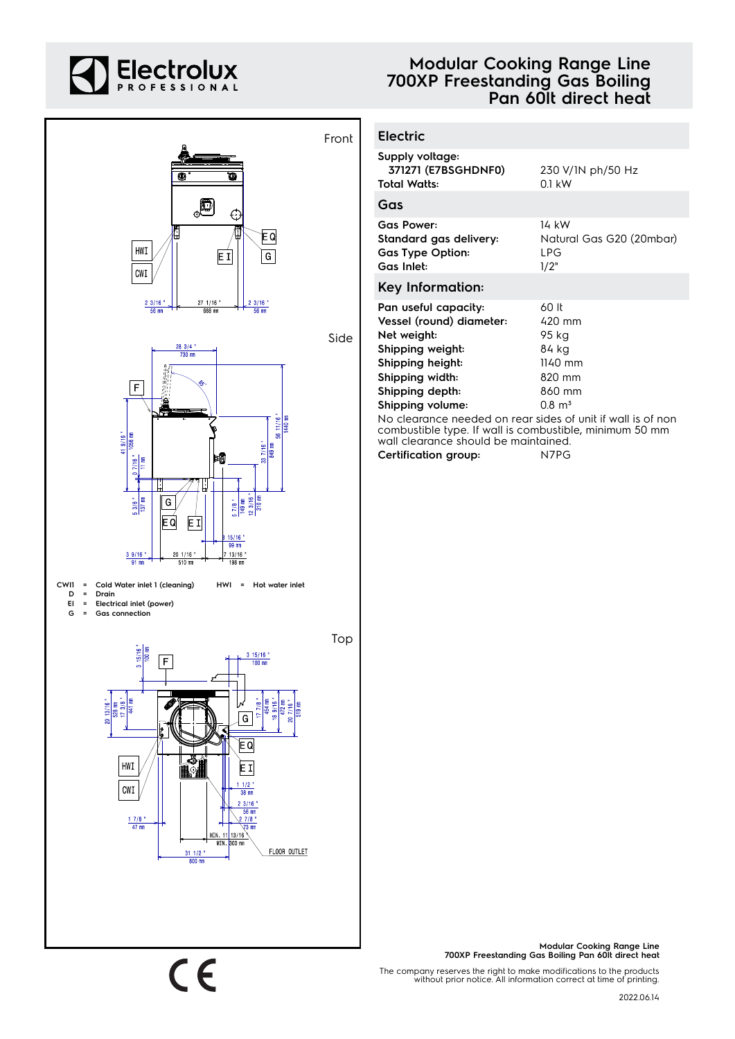# Modular Cooking Range Line 700XP Freestanding Gas Boiling Pan 60lt direct heat

Front

HWI

CWI

EI

EQ

G

2 3/16 " 56 mm

27 1/16 " 688 mm

2 3/16 " 56 mm

Side

28 3/4 " 730 mm

F

65°

41 9/16 " 1056 mm

0 7/16 " 11 mm

56 11/16 " 1440 mm

33 7/16 " 849 mm

5 3/8 " 137 mm

G

EQ

EI

5 7/8 " 149 mm

12 3/16 " 310 mm

3 15/16 " 99 mm

3 9/16 " 91 mm

20 1/16 " 510 mm

7 13/16 " 198 mm

CWI1 = Cold Water inlet 1 (cleaning)
D = Drain
EI = Electrical inlet (power)
G = Gas connection
HWI = Hot water inlet

Top

3 15/16 " 100 mm

F

3 15/16 " 100 mm

20 13/16 " 528 mm

17 3/8 " 441 mm

17 7/8 " 454 mm

18 9/16 " 472 mm

20 7/16 " 519 mm

G

EQ

EI

HWI

CWI

1 1/2 " 38 mm

2 3/16 " 56 mm

2 7/8 " 73 mm

1 7/8 " 47 mm

MIN. 11 13/16 "

MIN. 300 mm

FLOOR OUTLET

31 1/2 " 800 mm

## Electric

| | |
|---|---|
| **Supply voltage:** | |
| **371271 (E7BSGHDNF0)** | 230 V/1N ph/50 Hz |
| **Total Watts:** | 0.1 kW |

## Gas

| | |
|---|---|
| **Gas Power:** | 14 kW |
| **Standard gas delivery:** | Natural Gas G20 (20mbar) |
| **Gas Type Option:** | LPG |
| **Gas Inlet:** | 1/2" |

## Key Information:

| | |
|---|---|
| **Pan useful capacity:** | 60 lt |
| **Vessel (round) diameter:** | 420 mm |
| **Net weight:** | 95 kg |
| **Shipping weight:** | 84 kg |
| **Shipping height:** | 1140 mm |
| **Shipping width:** | 820 mm |
| **Shipping depth:** | 860 mm |
| **Shipping volume:** | 0.8 m³ |

No clearance needed on rear sides of unit if wall is of non combustible type. If wall is combustible, minimum 50 mm wall clearance should be maintained.

| | |
|---|---|
| **Certification group:** | N7PG |

The company reserves the right to make modifications to the products without prior notice. All information correct at time of printing.

2022.06.14